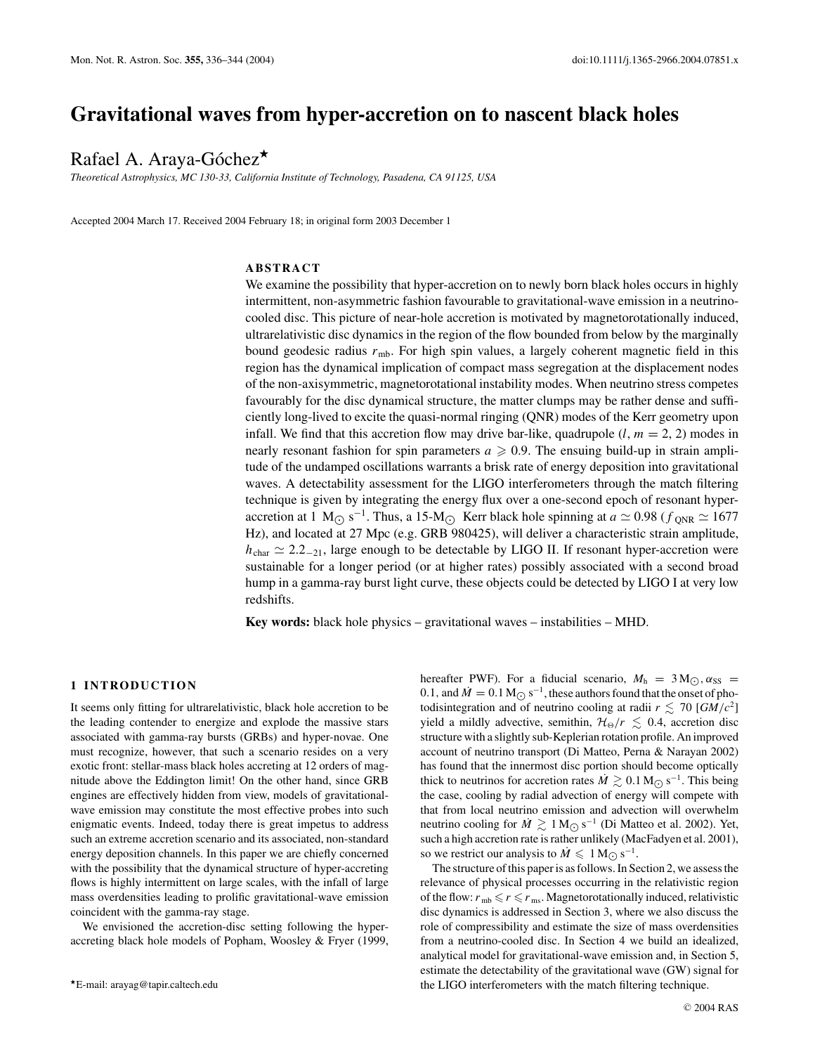# Gravitational waves from hyper-accretion on to nascent black holes

Rafael A. Araya-Góchez[⋆]

*Theoretical Astrophysics, MC 130-33, California Institute of Technology, Pasadena, CA 91125, USA*

Accepted 2004 March 17. Received 2004 February 18; in original form 2003 December 1

## ABSTRACT

We examine the possibility that hyper-accretion on to newly born black holes occurs in highly intermittent, non-asymmetric fashion favourable to gravitational-wave emission in a neutrino-cooled disc. This picture of near-hole accretion is motivated by magnetorotationally induced, ultrarelativistic disc dynamics in the region of the flow bounded from below by the marginally bound geodesic radius $r_{\rm mb}$. For high spin values, a largely coherent magnetic field in this region has the dynamical implication of compact mass segregation at the displacement nodes of the non-axisymmetric, magnetorotational instability modes. When neutrino stress competes favourably for the disc dynamical structure, the matter clumps may be rather dense and sufficiently long-lived to excite the quasi-normal ringing (QNR) modes of the Kerr geometry upon infall. We find that this accretion flow may drive bar-like, quadrupole ($l, m = 2, 2$) modes in nearly resonant fashion for spin parameters $a \geqslant 0.9$. The ensuing build-up in strain amplitude of the undamped oscillations warrants a brisk rate of energy deposition into gravitational waves. A detectability assessment for the LIGO interferometers through the match filtering technique is given by integrating the energy flux over a one-second epoch of resonant hyper-accretion at 1 $\mathrm{M}_\odot\ \mathrm{s}^{-1}$. Thus, a 15-$\mathrm{M}_\odot$ Kerr black hole spinning at $a \simeq 0.98$ ($f_{\rm QNR} \simeq 1677$ Hz), and located at 27 Mpc (e.g. GRB 980425), will deliver a characteristic strain amplitude, $h_{\rm char} \simeq 2.2_{-21}$, large enough to be detectable by LIGO II. If resonant hyper-accretion were sustainable for a longer period (or at higher rates) possibly associated with a second broad hump in a gamma-ray burst light curve, these objects could be detected by LIGO I at very low redshifts.

**Key words:** black hole physics – gravitational waves – instabilities – MHD.

## 1 INTRODUCTION

It seems only fitting for ultrarelativistic, black hole accretion to be the leading contender to energize and explode the massive stars associated with gamma-ray bursts (GRBs) and hyper-novae. One must recognize, however, that such a scenario resides on a very exotic front: stellar-mass black holes accreting at 12 orders of magnitude above the Eddington limit! On the other hand, since GRB engines are effectively hidden from view, models of gravitational-wave emission may constitute the most effective probes into such enigmatic events. Indeed, today there is great impetus to address such an extreme accretion scenario and its associated, non-standard energy deposition channels. In this paper we are chiefly concerned with the possibility that the dynamical structure of hyper-accreting flows is highly intermittent on large scales, with the infall of large mass overdensities leading to prolific gravitational-wave emission coincident with the gamma-ray stage.

We envisioned the accretion-disc setting following the hyper-accreting black hole models of Popham, Woosley & Fryer (1999, hereafter PWF). For a fiducial scenario, $M_{\rm h} = 3\,\mathrm{M}_\odot, \alpha_{\rm SS} = 0.1$, and $\dot{M} = 0.1\,\mathrm{M}_\odot\ \mathrm{s}^{-1}$, these authors found that the onset of photodisintegration and of neutrino cooling at radii $r \lesssim 70$ [$GM/c^2$] yield a mildly advective, semithin, $\mathcal{H}_\Theta/r \lesssim 0.4$, accretion disc structure with a slightly sub-Keplerian rotation profile. An improved account of neutrino transport (Di Matteo, Perna & Narayan 2002) has found that the innermost disc portion should become optically thick to neutrinos for accretion rates $\dot{M} \gtrsim 0.1\,\mathrm{M}_\odot\ \mathrm{s}^{-1}$. This being the case, cooling by radial advection of energy will compete with that from local neutrino emission and advection will overwhelm neutrino cooling for $\dot{M} \gtrsim 1\,\mathrm{M}_\odot\ \mathrm{s}^{-1}$ (Di Matteo et al. 2002). Yet, such a high accretion rate is rather unlikely (MacFadyen et al. 2001), so we restrict our analysis to $\dot{M} \leqslant 1\,\mathrm{M}_\odot\ \mathrm{s}^{-1}$.

The structure of this paper is as follows. In Section 2, we assess the relevance of physical processes occurring in the relativistic region of the flow: $r_{\rm mb} \leqslant r \leqslant r_{\rm ms}$. Magnetorotationally induced, relativistic disc dynamics is addressed in Section 3, where we also discuss the role of compressibility and estimate the size of mass overdensities from a neutrino-cooled disc. In Section 4 we build an idealized, analytical model for gravitational-wave emission and, in Section 5, estimate the detectability of the gravitational wave (GW) signal for the LIGO interferometers with the match filtering technique.

[⋆]E-mail: arayag@tapir.caltech.edu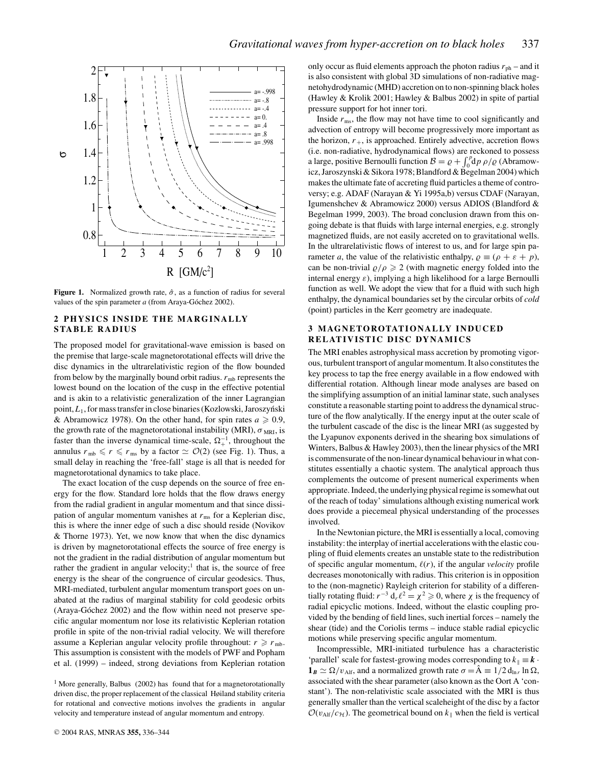**Figure 1.** Normalized growth rate, $\hat{\sigma}$, as a function of radius for several values of the spin parameter $a$ (from Araya-Góchez 2002).

## 2 PHYSICS INSIDE THE MARGINALLY STABLE RADIUS

The proposed model for gravitational-wave emission is based on the premise that large-scale magnetorotational effects will drive the disc dynamics in the ultrarelativistic region of the flow bounded from below by the marginally bound orbit radius. $r_{\rm mb}$ represents the lowest bound on the location of the cusp in the effective potential and is akin to a relativistic generalization of the inner Lagrangian point, $L_1$, for mass transfer in close binaries (Kozlowski, Jaroszyński & Abramowicz 1978). On the other hand, for spin rates $a \geqslant 0.9$, the growth rate of the magnetorotational instability (MRI), $\sigma_{\rm MRI}$, is faster than the inverse dynamical time-scale, $\Omega_+^{-1}$, throughout the annulus $r_{\rm mb} \leqslant r \leqslant r_{\rm ms}$ by a factor $\simeq \mathcal{O}(2)$ (see Fig. 1). Thus, a small delay in reaching the 'free-fall' stage is all that is needed for magnetorotational dynamics to take place.

The exact location of the cusp depends on the source of free energy for the flow. Standard lore holds that the flow draws energy from the radial gradient in angular momentum and that since dissipation of angular momentum vanishes at $r_{\rm ms}$ for a Keplerian disc, this is where the inner edge of such a disc should reside (Novikov & Thorne 1973). Yet, we now know that when the disc dynamics is driven by magnetorotational effects the source of free energy is not the gradient in the radial distribution of angular momentum but rather the gradient in angular velocity;[1] that is, the source of free energy is the shear of the congruence of circular geodesics. Thus, MRI-mediated, turbulent angular momentum transport goes on unabated at the radius of marginal stability for cold geodesic orbits (Araya-Góchez 2002) and the flow within need not preserve specific angular momentum nor lose its relativistic Keplerian rotation profile in spite of the non-trivial radial velocity. We will therefore assume a Keplerian angular velocity profile throughout: $r \geqslant r_{\rm mb}$. This assumption is consistent with the models of PWF and Popham et al. (1999) – indeed, strong deviations from Keplerian rotation only occur as fluid elements approach the photon radius $r_{\rm ph}$ – and it is also consistent with global 3D simulations of non-radiative magnetohydrodynamic (MHD) accretion on to non-spinning black holes (Hawley & Krolik 2001; Hawley & Balbus 2002) in spite of partial pressure support for hot inner tori.

Inside $r_{\rm ms}$, the flow may not have time to cool significantly and advection of entropy will become progressively more important as the horizon, $r_+$, is approached. Entirely advective, accretion flows (i.e. non-radiative, hydrodynamical flows) are reckoned to possess a large, positive Bernoulli function $\mathcal{B} = \varrho + \int_0^p {\rm d}p\, \rho/\varrho$ (Abramowicz, Jaroszynski & Sikora 1978; Blandford & Begelman 2004) which makes the ultimate fate of accreting fluid particles a theme of controversy; e.g. ADAF (Narayan & Yi 1995a,b) versus CDAF (Narayan, Igumenshchev & Abramowicz 2000) versus ADIOS (Blandford & Begelman 1999, 2003). The broad conclusion drawn from this ongoing debate is that fluids with large internal energies, e.g. strongly magnetized fluids, are not easily accreted on to gravitational wells. In the ultrarelativistic flows of interest to us, and for large spin parameter $a$, the value of the relativistic enthalpy, $\varrho \equiv (\rho + \varepsilon + p)$, can be non-trivial $\varrho/\rho \geqslant 2$ (with magnetic energy folded into the internal energy $\varepsilon$), implying a high likelihood for a large Bernoulli function as well. We adopt the view that for a fluid with such high enthalpy, the dynamical boundaries set by the circular orbits of *cold* (point) particles in the Kerr geometry are inadequate.

## 3 MAGNETOROTATIONALLY INDUCED RELATIVISTIC DISC DYNAMICS

The MRI enables astrophysical mass accretion by promoting vigorous, turbulent transport of angular momentum. It also constitutes the key process to tap the free energy available in a flow endowed with differential rotation. Although linear mode analyses are based on the simplifying assumption of an initial laminar state, such analyses constitute a reasonable starting point to address the dynamical structure of the flow analytically. If the energy input at the outer scale of the turbulent cascade of the disc is the linear MRI (as suggested by the Lyapunov exponents derived in the shearing box simulations of Winters, Balbus & Hawley 2003), then the linear physics of the MRI is commensurate of the non-linear dynamical behaviour in what constitutes essentially a chaotic system. The analytical approach thus complements the outcome of present numerical experiments when appropriate. Indeed, the underlying physical regime is somewhat out of the reach of today' simulations although existing numerical work does provide a piecemeal physical understanding of the processes involved.

In the Newtonian picture, the MRI is essentially a local, comoving instability: the interplay of inertial accelerations with the elastic coupling of fluid elements creates an unstable state to the redistribution of specific angular momentum, $\ell(r)$, if the angular *velocity* profile decreases monotonically with radius. This criterion is in opposition to the (non-magnetic) Rayleigh criterion for stability of a differentially rotating fluid: $r^{-3}\, {\rm d}_r \ell^2 = \chi^2 \geqslant 0$, where $\chi$ is the frequency of radial epicyclic motions. Indeed, without the elastic coupling provided by the bending of field lines, such inertial forces – namely the shear (tide) and the Coriolis terms – induce stable radial epicyclic motions while preserving specific angular momentum.

Incompressible, MRI-initiated turbulence has a characteristic 'parallel' scale for fastest-growing modes corresponding to $k_\parallel \equiv \boldsymbol{k} \cdot \mathbf{1}_{\boldsymbol{B}} \simeq \Omega/v_{\rm Alf}$, and a normalized growth rate $\sigma = \hat{\rm A} \equiv 1/2\, {\rm d}_{\ln r} \ln \Omega$, associated with the shear parameter (also known as the Oort A 'constant'). The non-relativistic scale associated with the MRI is thus generally smaller than the vertical scaleheight of the disc by a factor $\mathcal{O}(v_{\rm Alf}/c_{\mathcal{H}})$. The geometrical bound on $k_\parallel$ when the field is vertical

[1] More generally, Balbus (2002) has found that for a magnetorotationally driven disc, the proper replacement of the classical Høiland stability criteria for rotational and convective motions involves the gradients in angular velocity and temperature instead of angular momentum and entropy.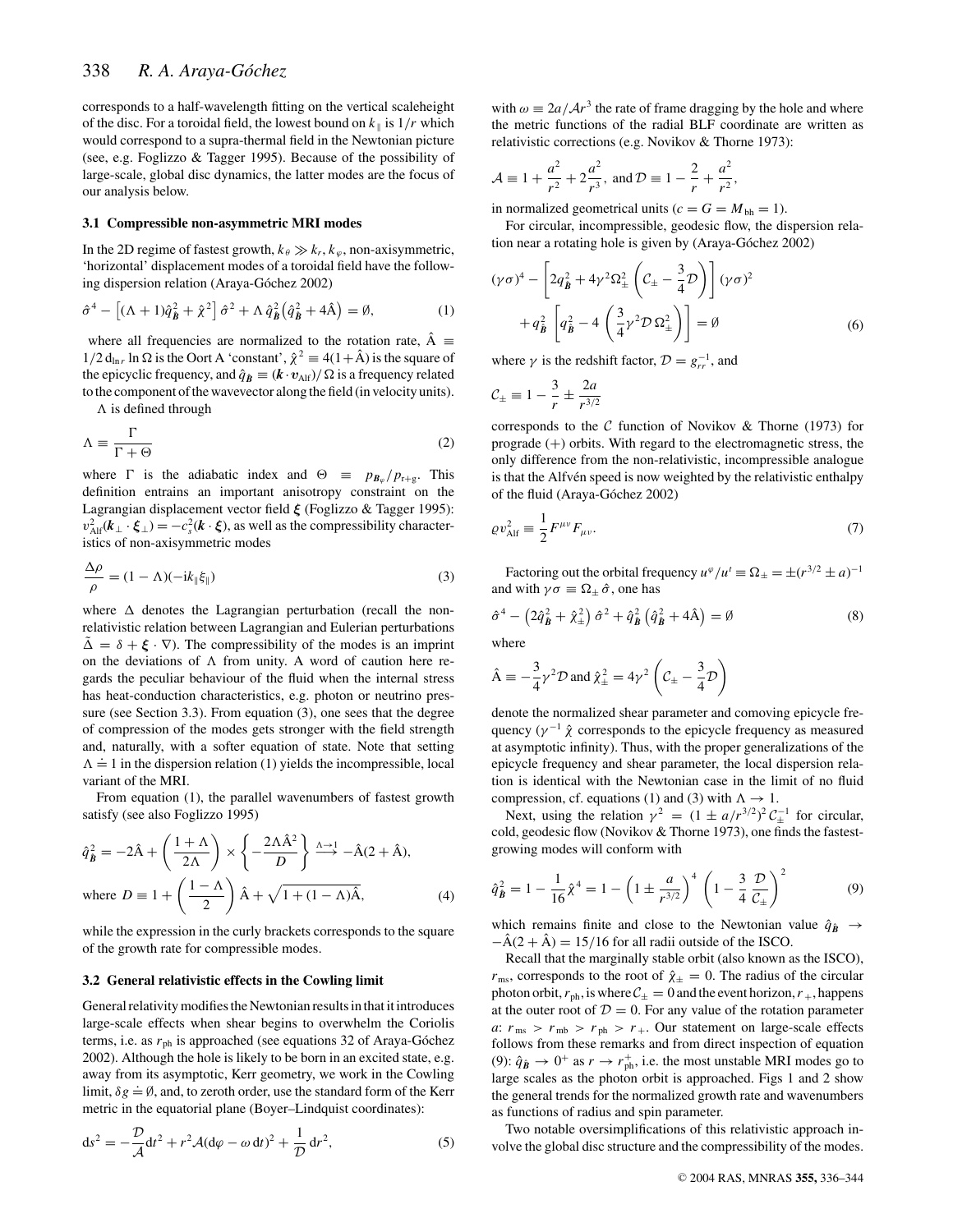corresponds to a half-wavelength fitting on the vertical scaleheight of the disc. For a toroidal field, the lowest bound on $k_\parallel$ is $1/r$ which would correspond to a supra-thermal field in the Newtonian picture (see, e.g. Foglizzo & Tagger 1995). Because of the possibility of large-scale, global disc dynamics, the latter modes are the focus of our analysis below.

### 3.1 Compressible non-asymmetric MRI modes

In the 2D regime of fastest growth, $k_\theta \gg k_r, k_\varphi$, non-axisymmetric, 'horizontal' displacement modes of a toroidal field have the following dispersion relation (Araya-Góchez 2002)

$$\hat{\sigma}^4 - \left[(\Lambda+1)\hat{q}_{\boldsymbol{B}}^2 + \hat{\chi}^2\right]\hat{\sigma}^2 + \Lambda\,\hat{q}_{\boldsymbol{B}}^2\left(\hat{q}_{\boldsymbol{B}}^2 + 4\hat{\mathrm{A}}\right) = \emptyset, \tag{1}$$

where all frequencies are normalized to the rotation rate, $\hat{\mathrm{A}} \equiv 1/2\, \mathrm{d}_{\ln r} \ln\Omega$ is the Oort A 'constant', $\hat{\chi}^2 \equiv 4(1+\hat{\mathrm{A}})$ is the square of the epicyclic frequency, and $\hat{q}_{\boldsymbol{B}} \equiv (\boldsymbol{k}\cdot\boldsymbol{v}_{\mathrm{Alf}})/\Omega$ is a frequency related to the component of the wavevector along the field (in velocity units).

$\Lambda$ is defined through

$$\Lambda \equiv \frac{\Gamma}{\Gamma+\Theta} \tag{2}$$

where $\Gamma$ is the adiabatic index and $\Theta \equiv p_{\boldsymbol{B}_\varphi}/p_{\mathrm{r+g}}$. This definition entrains an important anisotropy constraint on the Lagrangian displacement vector field $\boldsymbol{\xi}$ (Foglizzo & Tagger 1995): $v_{\mathrm{Alf}}^2(\boldsymbol{k}_\perp\cdot\boldsymbol{\xi}_\perp) = -c_s^2(\boldsymbol{k}\cdot\boldsymbol{\xi})$, as well as the compressibility characteristics of non-axisymmetric modes

$$\frac{\Delta\rho}{\rho} = (1-\Lambda)(-\mathrm{i}k_\parallel\xi_\parallel) \tag{3}$$

where $\Delta$ denotes the Lagrangian perturbation (recall the non-relativistic relation between Lagrangian and Eulerian perturbations $\tilde{\Delta} = \delta + \boldsymbol{\xi}\cdot\nabla$). The compressibility of the modes is an imprint on the deviations of $\Lambda$ from unity. A word of caution here regards the peculiar behaviour of the fluid when the internal stress has heat-conduction characteristics, e.g. photon or neutrino pressure (see Section 3.3). From equation (3), one sees that the degree of compression of the modes gets stronger with the field strength and, naturally, with a softer equation of state. Note that setting $\Lambda \doteq 1$ in the dispersion relation (1) yields the incompressible, local variant of the MRI.

From equation (1), the parallel wavenumbers of fastest growth satisfy (see also Foglizzo 1995)

$$\hat{q}_{\boldsymbol{B}}^2 = -2\hat{\mathrm{A}} + \left(\frac{1+\Lambda}{2\Lambda}\right)\times\left\{-\frac{2\Lambda\hat{\mathrm{A}}^2}{D}\right\} \xrightarrow{\Lambda\to 1} -\hat{\mathrm{A}}(2+\hat{\mathrm{A}}),$$

$$\text{where } D \equiv 1 + \left(\frac{1-\Lambda}{2}\right)\hat{\mathrm{A}} + \sqrt{1+(1-\Lambda)\hat{\mathrm{A}}}, \tag{4}$$

while the expression in the curly brackets corresponds to the square of the growth rate for compressible modes.

### 3.2 General relativistic effects in the Cowling limit

General relativity modifies the Newtonian results in that it introduces large-scale effects when shear begins to overwhelm the Coriolis terms, i.e. as $r_{\mathrm{ph}}$ is approached (see equations 32 of Araya-Góchez 2002). Although the hole is likely to be born in an excited state, e.g. away from its asymptotic, Kerr geometry, we work in the Cowling limit, $\delta g \doteq \emptyset$, and, to zeroth order, use the standard form of the Kerr metric in the equatorial plane (Boyer–Lindquist coordinates):

$$\mathrm{d}s^2 = -\frac{\mathcal{D}}{\mathcal{A}}\mathrm{d}t^2 + r^2\mathcal{A}(\mathrm{d}\varphi - \omega\,\mathrm{d}t)^2 + \frac{1}{\mathcal{D}}\,\mathrm{d}r^2, \tag{5}$$

with $\omega \equiv 2a/\mathcal{A}r^3$ the rate of frame dragging by the hole and where the metric functions of the radial BLF coordinate are written as relativistic corrections (e.g. Novikov & Thorne 1973):

$$\mathcal{A} \equiv 1 + \frac{a^2}{r^2} + 2\frac{a^2}{r^3},\ \text{and}\ \mathcal{D} \equiv 1 - \frac{2}{r} + \frac{a^2}{r^2},$$

in normalized geometrical units ($c = G = M_{\mathrm{bh}} = 1$).

For circular, incompressible, geodesic flow, the dispersion relation near a rotating hole is given by (Araya-Góchez 2002)

$$(\gamma\sigma)^4 - \left[2q_{\boldsymbol{B}}^2 + 4\gamma^2\Omega_\pm^2\left(\mathcal{C}_\pm - \frac{3}{4}\mathcal{D}\right)\right](\gamma\sigma)^2 + q_{\boldsymbol{B}}^2\left[q_{\boldsymbol{B}}^2 - 4\left(\frac{3}{4}\gamma^2\mathcal{D}\,\Omega_\pm^2\right)\right] = \emptyset \tag{6}$$

where $\gamma$ is the redshift factor, $\mathcal{D} = g_{rr}^{-1}$, and

$$\mathcal{C}_\pm \equiv 1 - \frac{3}{r} \pm \frac{2a}{r^{3/2}}$$

corresponds to the $\mathcal{C}$ function of Novikov & Thorne (1973) for prograde (+) orbits. With regard to the electromagnetic stress, the only difference from the non-relativistic, incompressible analogue is that the Alfvén speed is now weighted by the relativistic enthalpy of the fluid (Araya-Góchez 2002)

$$\varrho v_{\mathrm{Alf}}^2 \equiv \frac{1}{2}F^{\mu\nu}F_{\mu\nu}. \tag{7}$$

Factoring out the orbital frequency $u^\varphi/u^t \equiv \Omega_\pm = \pm(r^{3/2} \pm a)^{-1}$ and with $\gamma\sigma \equiv \Omega_\pm\,\hat{\sigma}$, one has

$$\hat{\sigma}^4 - \left(2\hat{q}_{\boldsymbol{B}}^2 + \hat{\chi}_\pm^2\right)\hat{\sigma}^2 + \hat{q}_{\boldsymbol{B}}^2\left(\hat{q}_{\boldsymbol{B}}^2 + 4\hat{\mathrm{A}}\right) = \emptyset \tag{8}$$

where

$$\hat{\mathrm{A}} \equiv -\frac{3}{4}\gamma^2\mathcal{D}\ \text{and}\ \hat{\chi}_\pm^2 = 4\gamma^2\left(\mathcal{C}_\pm - \frac{3}{4}\mathcal{D}\right)$$

denote the normalized shear parameter and comoving epicycle frequency ($\gamma^{-1}\,\hat{\chi}$ corresponds to the epicycle frequency as measured at asymptotic infinity). Thus, with the proper generalizations of the epicycle frequency and shear parameter, the local dispersion relation is identical with the Newtonian case in the limit of no fluid compression, cf. equations (1) and (3) with $\Lambda \to 1$.

Next, using the relation $\gamma^2 = (1 \pm a/r^{3/2})^2\,\mathcal{C}_\pm^{-1}$ for circular, cold, geodesic flow (Novikov & Thorne 1973), one finds the fastest-growing modes will conform with

$$\hat{q}_{\boldsymbol{B}}^2 = 1 - \frac{1}{16}\hat{\chi}^4 = 1 - \left(1 \pm \frac{a}{r^{3/2}}\right)^4\left(1 - \frac{3}{4}\frac{\mathcal{D}}{\mathcal{C}_\pm}\right)^2 \tag{9}$$

which remains finite and close to the Newtonian value $\hat{q}_{\hat{\boldsymbol{B}}} \to -\hat{\mathrm{A}}(2+\hat{\mathrm{A}}) = 15/16$ for all radii outside of the ISCO.

Recall that the marginally stable orbit (also known as the ISCO), $r_{\mathrm{ms}}$, corresponds to the root of $\hat{\chi}_\pm = 0$. The radius of the circular photon orbit, $r_{\mathrm{ph}}$, is where $\mathcal{C}_\pm = 0$ and the event horizon, $r_+$, happens at the outer root of $\mathcal{D} = 0$. For any value of the rotation parameter $a$: $r_{\mathrm{ms}} > r_{\mathrm{mb}} > r_{\mathrm{ph}} > r_+$. Our statement on large-scale effects follows from these remarks and from direct inspection of equation (9): $\hat{q}_{\hat{\boldsymbol{B}}} \to 0^+$ as $r \to r_{\mathrm{ph}}^+$, i.e. the most unstable MRI modes go to large scales as the photon orbit is approached. Figs 1 and 2 show the general trends for the normalized growth rate and wavenumbers as functions of radius and spin parameter.

Two notable oversimplifications of this relativistic approach involve the global disc structure and the compressibility of the modes.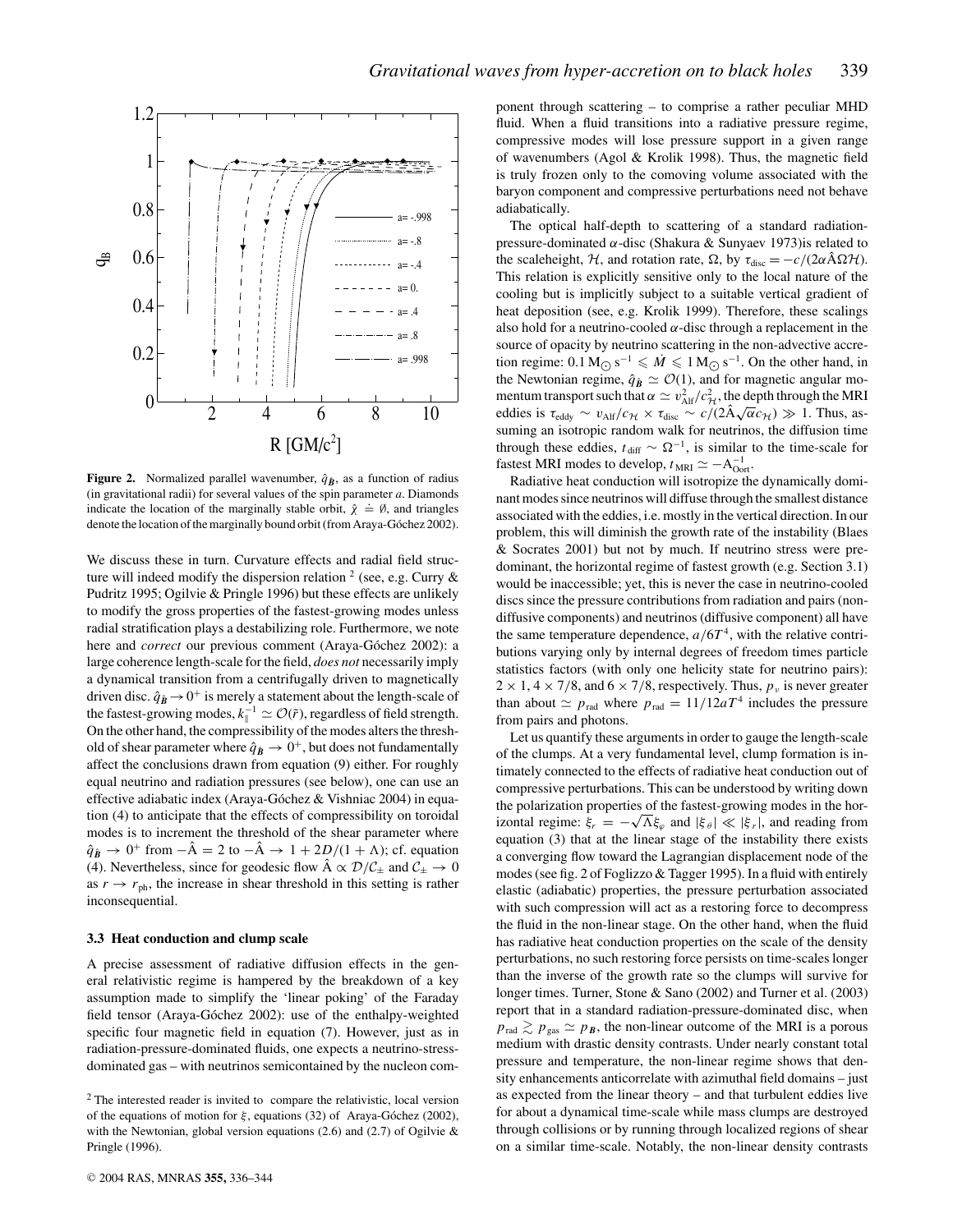**Figure 2.** Normalized parallel wavenumber, $\hat{q}_{\hat{B}}$, as a function of radius (in gravitational radii) for several values of the spin parameter $a$. Diamonds indicate the location of the marginally stable orbit, $\hat{\chi} \doteq \emptyset$, and triangles denote the location of the marginally bound orbit (from Araya-Góchez 2002).

We discuss these in turn. Curvature effects and radial field structure will indeed modify the dispersion relation [2] (see, e.g. Curry & Pudritz 1995; Ogilvie & Pringle 1996) but these effects are unlikely to modify the gross properties of the fastest-growing modes unless radial stratification plays a destabilizing role. Furthermore, we note here and *correct* our previous comment (Araya-Góchez 2002): a large coherence length-scale for the field, *does not* necessarily imply a dynamical transition from a centrifugally driven to magnetically driven disc. $\hat{q}_{\hat{B}} \to 0^+$ is merely a statement about the length-scale of the fastest-growing modes, $k_\parallel^{-1} \simeq \mathcal{O}(\bar{r})$, regardless of field strength. On the other hand, the compressibility of the modes alters the threshold of shear parameter where $\hat{q}_{\hat{B}} \to 0^+$, but does not fundamentally affect the conclusions drawn from equation (9) either. For roughly equal neutrino and radiation pressures (see below), one can use an effective adiabatic index (Araya-Góchez & Vishniac 2004) in equation (4) to anticipate that the effects of compressibility on toroidal modes is to increment the threshold of the shear parameter where $\hat{q}_{\hat{B}} \to 0^+$ from $-\hat{\mathrm{A}} = 2$ to $-\hat{\mathrm{A}} \to 1 + 2D/(1+\Lambda)$; cf. equation (4). Nevertheless, since for geodesic flow $\hat{\mathrm{A}} \propto \mathcal{D}/\mathcal{C}_\pm$ and $\mathcal{C}_\pm \to 0$ as $r \to r_{\mathrm{ph}}$, the increase in shear threshold in this setting is rather inconsequential.

### 3.3 Heat conduction and clump scale

A precise assessment of radiative diffusion effects in the general relativistic regime is hampered by the breakdown of a key assumption made to simplify the 'linear poking' of the Faraday field tensor (Araya-Góchez 2002): use of the enthalpy-weighted specific four magnetic field in equation (7). However, just as in radiation-pressure-dominated fluids, one expects a neutrino-stress-dominated gas – with neutrinos semicontained by the nucleon component through scattering – to comprise a rather peculiar MHD fluid. When a fluid transitions into a radiative pressure regime, compressive modes will lose pressure support in a given range of wavenumbers (Agol & Krolik 1998). Thus, the magnetic field is truly frozen only to the comoving volume associated with the baryon component and compressive perturbations need not behave adiabatically.

The optical half-depth to scattering of a standard radiation-pressure-dominated $\alpha$-disc (Shakura & Sunyaev 1973)is related to the scaleheight, $\mathcal{H}$, and rotation rate, $\Omega$, by $\tau_{\mathrm{disc}} = -c/(2\alpha\hat{\mathrm{A}}\Omega\mathcal{H})$. This relation is explicitly sensitive only to the local nature of the cooling but is implicitly subject to a suitable vertical gradient of heat deposition (see, e.g. Krolik 1999). Therefore, these scalings also hold for a neutrino-cooled $\alpha$-disc through a replacement in the source of opacity by neutrino scattering in the non-advective accretion regime: $0.1\,\mathrm{M}_\odot\,\mathrm{s}^{-1} \leqslant \dot{M} \leqslant 1\,\mathrm{M}_\odot\,\mathrm{s}^{-1}$. On the other hand, in the Newtonian regime, $\hat{q}_{\hat{B}} \simeq \mathcal{O}(1)$, and for magnetic angular momentum transport such that $\alpha \simeq v_{\mathrm{Alf}}^2/c_{\mathcal{H}}^2$, the depth through the MRI eddies is $\tau_{\mathrm{eddy}} \sim v_{\mathrm{Alf}}/c_{\mathcal{H}} \times \tau_{\mathrm{disc}} \sim c/(2\hat{\mathrm{A}}\sqrt{\alpha}c_{\mathcal{H}}) \gg 1$. Thus, assuming an isotropic random walk for neutrinos, the diffusion time through these eddies, $t_{\mathrm{diff}} \sim \Omega^{-1}$, is similar to the time-scale for fastest MRI modes to develop, $t_{\mathrm{MRI}} \simeq -\mathrm{A}_{\mathrm{Oort}}^{-1}$.

Radiative heat conduction will isotropize the dynamically dominant modes since neutrinos will diffuse through the smallest distance associated with the eddies, i.e. mostly in the vertical direction. In our problem, this will diminish the growth rate of the instability (Blaes & Socrates 2001) but not by much. If neutrino stress were predominant, the horizontal regime of fastest growth (e.g. Section 3.1) would be inaccessible; yet, this is never the case in neutrino-cooled discs since the pressure contributions from radiation and pairs (non-diffusive components) and neutrinos (diffusive component) all have the same temperature dependence, $a/6T^4$, with the relative contributions varying only by internal degrees of freedom times particle statistics factors (with only one helicity state for neutrino pairs): $2 \times 1$, $4 \times 7/8$, and $6 \times 7/8$, respectively. Thus, $p_\nu$ is never greater than about $\simeq p_{\mathrm{rad}}$ where $p_{\mathrm{rad}} = 11/12aT^4$ includes the pressure from pairs and photons.

Let us quantify these arguments in order to gauge the length-scale of the clumps. At a very fundamental level, clump formation is intimately connected to the effects of radiative heat conduction out of compressive perturbations. This can be understood by writing down the polarization properties of the fastest-growing modes in the horizontal regime: $\xi_r = -\sqrt{\Lambda}\xi_\varphi$ and $|\xi_\theta| \ll |\xi_r|$, and reading from equation (3) that at the linear stage of the instability there exists a converging flow toward the Lagrangian displacement node of the modes (see fig. 2 of Foglizzo & Tagger 1995). In a fluid with entirely elastic (adiabatic) properties, the pressure perturbation associated with such compression will act as a restoring force to decompress the fluid in the non-linear stage. On the other hand, when the fluid has radiative heat conduction properties on the scale of the density perturbations, no such restoring force persists on time-scales longer than the inverse of the growth rate so the clumps will survive for longer times. Turner, Stone & Sano (2002) and Turner et al. (2003) report that in a standard radiation-pressure-dominated disc, when $p_{\mathrm{rad}} \gtrsim p_{\mathrm{gas}} \simeq p_{\boldsymbol{B}}$, the non-linear outcome of the MRI is a porous medium with drastic density contrasts. Under nearly constant total pressure and temperature, the non-linear regime shows that density enhancements anticorrelate with azimuthal field domains – just as expected from the linear theory – and that turbulent eddies live for about a dynamical time-scale while mass clumps are destroyed through collisions or by running through localized regions of shear on a similar time-scale. Notably, the non-linear density contrasts

[2] The interested reader is invited to compare the relativistic, local version of the equations of motion for $\xi$, equations (32) of Araya-Góchez (2002), with the Newtonian, global version equations (2.6) and (2.7) of Ogilvie & Pringle (1996).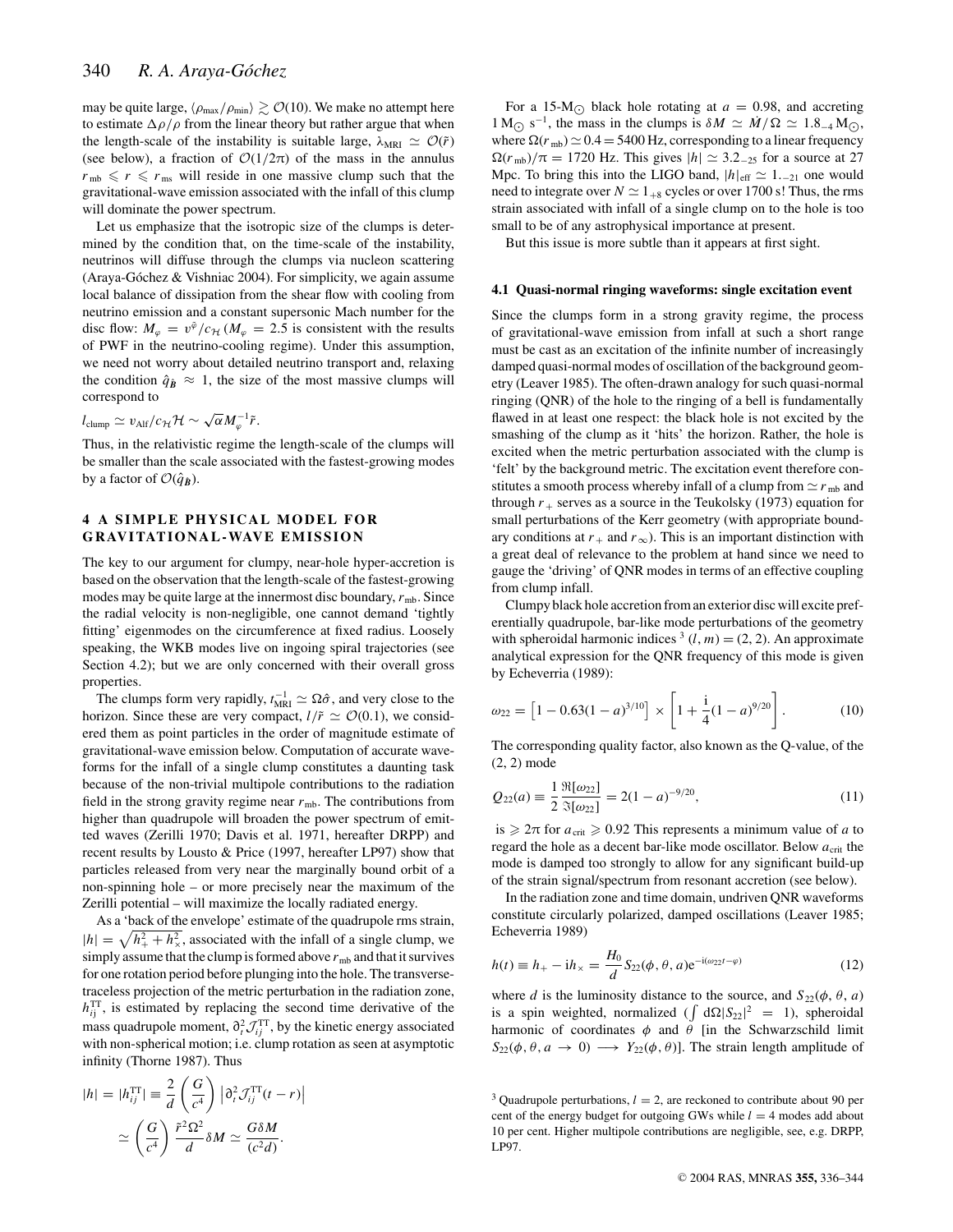may be quite large, $\langle \rho_{\max}/\rho_{\min} \rangle \gtrsim \mathcal{O}(10)$. We make no attempt here to estimate $\Delta\rho/\rho$ from the linear theory but rather argue that when the length-scale of the instability is suitable large, $\lambda_{\rm MRI} \simeq \mathcal{O}(\tilde{r})$ (see below), a fraction of $\mathcal{O}(1/2\pi)$ of the mass in the annulus $r_{\rm mb} \leqslant r \leqslant r_{\rm ms}$ will reside in one massive clump such that the gravitational-wave emission associated with the infall of this clump will dominate the power spectrum.

Let us emphasize that the isotropic size of the clumps is determined by the condition that, on the time-scale of the instability, neutrinos will diffuse through the clumps via nucleon scattering (Araya-Góchez & Vishniac 2004). For simplicity, we again assume local balance of dissipation from the shear flow with cooling from neutrino emission and a constant supersonic Mach number for the disc flow: $M_\varphi = v^{\hat\varphi}/c_{\mathcal{H}}$ ($M_\varphi = 2.5$ is consistent with the results of PWF in the neutrino-cooling regime). Under this assumption, we need not worry about detailed neutrino transport and, relaxing the condition $\hat{q}_{\hat{B}} \approx 1$, the size of the most massive clumps will correspond to

$l_{\rm clump} \simeq v_{\rm Alf}/c_{\mathcal{H}}\mathcal{H} \sim \sqrt{\alpha} M_\varphi^{-1} \tilde{r}$.

Thus, in the relativistic regime the length-scale of the clumps will be smaller than the scale associated with the fastest-growing modes by a factor of $\mathcal{O}(\hat{q}_{\hat{B}})$.

## 4 A SIMPLE PHYSICAL MODEL FOR GRAVITATIONAL-WAVE EMISSION

The key to our argument for clumpy, near-hole hyper-accretion is based on the observation that the length-scale of the fastest-growing modes may be quite large at the innermost disc boundary, $r_{\rm mb}$. Since the radial velocity is non-negligible, one cannot demand 'tightly fitting' eigenmodes on the circumference at fixed radius. Loosely speaking, the WKB modes live on ingoing spiral trajectories (see Section 4.2); but we are only concerned with their overall gross properties.

The clumps form very rapidly, $t_{\rm MRI}^{-1} \simeq \Omega\hat{\sigma}$, and very close to the horizon. Since these are very compact, $l/\tilde{r} \simeq \mathcal{O}(0.1)$, we considered them as point particles in the order of magnitude estimate of gravitational-wave emission below. Computation of accurate waveforms for the infall of a single clump constitutes a daunting task because of the non-trivial multipole contributions to the radiation field in the strong gravity regime near $r_{\rm mb}$. The contributions from higher than quadrupole will broaden the power spectrum of emitted waves (Zerilli 1970; Davis et al. 1971, hereafter DRPP) and recent results by Lousto & Price (1997, hereafter LP97) show that particles released from very near the marginally bound orbit of a non-spinning hole – or more precisely near the maximum of the Zerilli potential – will maximize the locally radiated energy.

As a 'back of the envelope' estimate of the quadrupole rms strain, $|h| = \sqrt{h_+^2 + h_\times^2}$, associated with the infall of a single clump, we simply assume that the clump is formed above $r_{\rm mb}$ and that it survives for one rotation period before plunging into the hole. The transverse-traceless projection of the metric perturbation in the radiation zone, $h_{ij}^{\rm TT}$, is estimated by replacing the second time derivative of the mass quadrupole moment, $\partial_t^2 \mathcal{J}_{ij}^{\rm TT}$, by the kinetic energy associated with non-spherical motion; i.e. clump rotation as seen at asymptotic infinity (Thorne 1987). Thus

$$
\begin{aligned}
|h| = |h_{ij}^{\rm TT}| &\equiv \frac{2}{d}\left(\frac{G}{c^4}\right)\left|\partial_t^2 \mathcal{J}_{ij}^{\rm TT}(t-r)\right| \\
&\simeq \left(\frac{G}{c^4}\right)\frac{\tilde{r}^2\Omega^2}{d}\delta M \simeq \frac{G\delta M}{(c^2 d)}.
\end{aligned}
$$

For a 15-$\mathrm{M}_\odot$ black hole rotating at $a = 0.98$, and accreting $1\,\mathrm{M}_\odot\,\mathrm{s}^{-1}$, the mass in the clumps is $\delta M \simeq \dot{M}/\Omega \simeq 1.8_{-4}\,\mathrm{M}_\odot$, where $\Omega(r_{\rm mb}) \simeq 0.4 = 5400$ Hz, corresponding to a linear frequency $\Omega(r_{\rm mb})/\pi = 1720$ Hz. This gives $|h| \simeq 3.2_{-25}$ for a source at 27 Mpc. To bring this into the LIGO band, $|h|_{\rm eff} \simeq 1._{-21}$ one would need to integrate over $N \simeq 1_{+8}$ cycles or over 1700 s! Thus, the rms strain associated with infall of a single clump on to the hole is too small to be of any astrophysical importance at present.

But this issue is more subtle than it appears at first sight.

### 4.1 Quasi-normal ringing waveforms: single excitation event

Since the clumps form in a strong gravity regime, the process of gravitational-wave emission from infall at such a short range must be cast as an excitation of the infinite number of increasingly damped quasi-normal modes of oscillation of the background geometry (Leaver 1985). The often-drawn analogy for such quasi-normal ringing (QNR) of the hole to the ringing of a bell is fundamentally flawed in at least one respect: the black hole is not excited by the smashing of the clump as it 'hits' the horizon. Rather, the hole is excited when the metric perturbation associated with the clump is 'felt' by the background metric. The excitation event therefore constitutes a smooth process whereby infall of a clump from $\simeq r_{\rm mb}$ and through $r_+$ serves as a source in the Teukolsky (1973) equation for small perturbations of the Kerr geometry (with appropriate boundary conditions at $r_+$ and $r_\infty$). This is an important distinction with a great deal of relevance to the problem at hand since we need to gauge the 'driving' of QNR modes in terms of an effective coupling from clump infall.

Clumpy black hole accretion from an exterior disc will excite preferentially quadrupole, bar-like mode perturbations of the geometry with spheroidal harmonic indices [3] $(l, m) = (2, 2)$. An approximate analytical expression for the QNR frequency of this mode is given by Echeverria (1989):

$$
\omega_{22} = \left[1 - 0.63(1-a)^{3/10}\right] \times \left[1 + \frac{\mathrm{i}}{4}(1-a)^{9/20}\right]. \tag{10}
$$

The corresponding quality factor, also known as the Q-value, of the (2, 2) mode

$$
Q_{22}(a) \equiv \frac{1}{2}\frac{\Re[\omega_{22}]}{\Im[\omega_{22}]} = 2(1-a)^{-9/20}, \tag{11}
$$

is $\geqslant 2\pi$ for $a_{\rm crit} \geqslant 0.92$ This represents a minimum value of $a$ to regard the hole as a decent bar-like mode oscillator. Below $a_{\rm crit}$ the mode is damped too strongly to allow for any significant build-up of the strain signal/spectrum from resonant accretion (see below).

In the radiation zone and time domain, undriven QNR waveforms constitute circularly polarized, damped oscillations (Leaver 1985; Echeverria 1989)

$$
h(t) \equiv h_+ - \mathrm{i}h_\times = \frac{H_0}{d} S_{22}(\phi, \theta, a)\mathrm{e}^{-\mathrm{i}(\omega_{22}t - \varphi)} \tag{12}
$$

where $d$ is the luminosity distance to the source, and $S_{22}(\phi, \theta, a)$ is a spin weighted, normalized ($\int \mathrm{d}\Omega |S_{22}|^2 = 1$), spheroidal harmonic of coordinates $\phi$ and $\theta$ [in the Schwarzschild limit $S_{22}(\phi, \theta, a \to 0) \longrightarrow Y_{22}(\phi, \theta)$]. The strain length amplitude of

[3] Quadrupole perturbations, $l = 2$, are reckoned to contribute about 90 per cent of the energy budget for outgoing GWs while $l = 4$ modes add about 10 per cent. Higher multipole contributions are negligible, see, e.g. DRPP, LP97.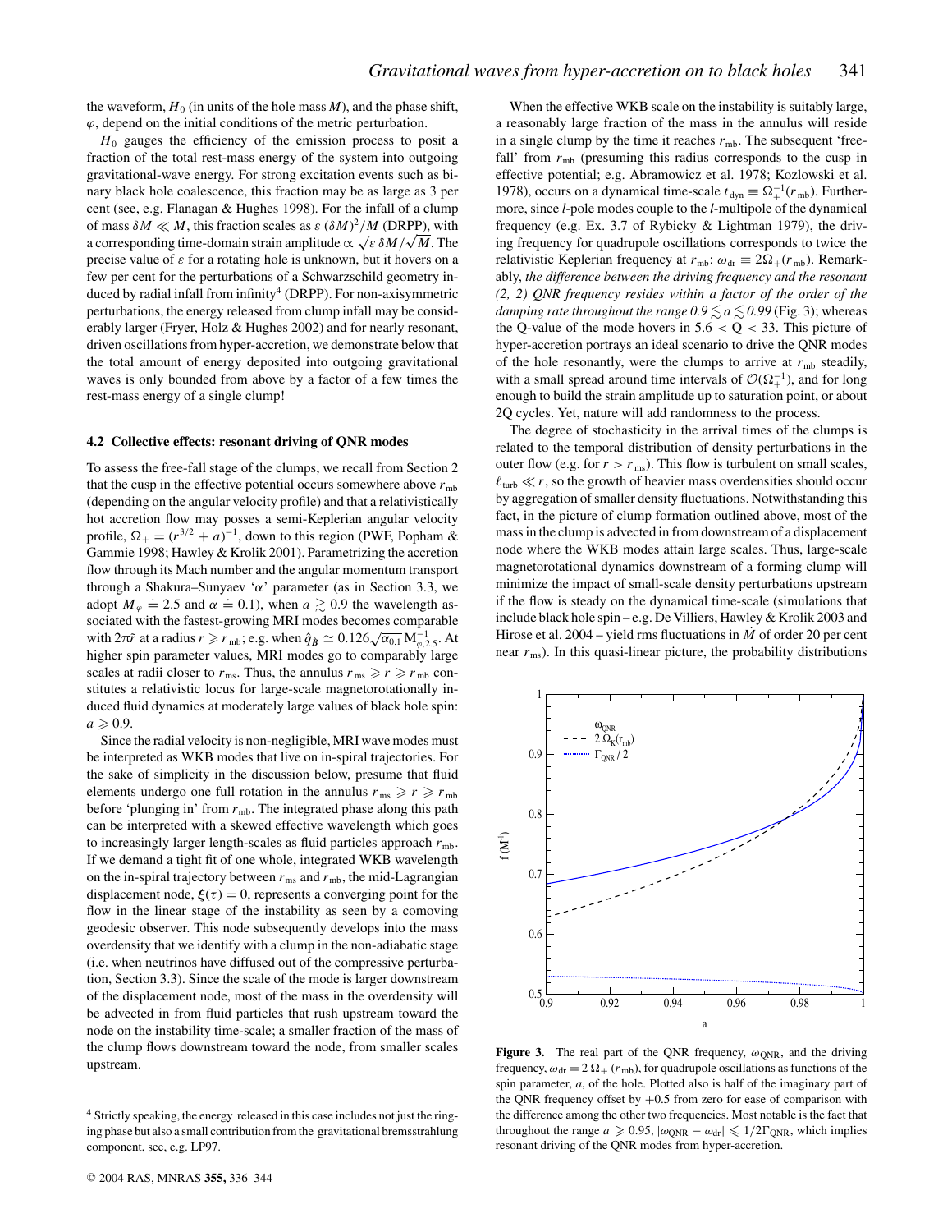the waveform, $H_0$ (in units of the hole mass $M$), and the phase shift, $\varphi$, depend on the initial conditions of the metric perturbation.

$H_0$ gauges the efficiency of the emission process to posit a fraction of the total rest-mass energy of the system into outgoing gravitational-wave energy. For strong excitation events such as binary black hole coalescence, this fraction may be as large as 3 per cent (see, e.g. Flanagan & Hughes 1998). For the infall of a clump of mass $\delta M \ll M$, this fraction scales as $\varepsilon\, (\delta M)^2/M$ (DRPP), with a corresponding time-domain strain amplitude $\propto \sqrt{\varepsilon}\, \delta M/\sqrt{M}$. The precise value of $\varepsilon$ for a rotating hole is unknown, but it hovers on a few per cent for the perturbations of a Schwarzschild geometry induced by radial infall from infinity[4] (DRPP). For non-axisymmetric perturbations, the energy released from clump infall may be considerably larger (Fryer, Holz & Hughes 2002) and for nearly resonant, driven oscillations from hyper-accretion, we demonstrate below that the total amount of energy deposited into outgoing gravitational waves is only bounded from above by a factor of a few times the rest-mass energy of a single clump!

### 4.2 Collective effects: resonant driving of QNR modes

To assess the free-fall stage of the clumps, we recall from Section 2 that the cusp in the effective potential occurs somewhere above $r_{\rm mb}$ (depending on the angular velocity profile) and that a relativistically hot accretion flow may posses a semi-Keplerian angular velocity profile, $\Omega_+ = (r^{3/2} + a)^{-1}$, down to this region (PWF, Popham & Gammie 1998; Hawley & Krolik 2001). Parametrizing the accretion flow through its Mach number and the angular momentum transport through a Shakura–Sunyaev '$\alpha$' parameter (as in Section 3.3, we adopt $M_\varphi \doteq 2.5$ and $\alpha \doteq 0.1$), when $a \gtrsim 0.9$ the wavelength associated with the fastest-growing MRI modes becomes comparable with $2\pi\tilde{r}$ at a radius $r \geqslant r_{\rm mb}$; e.g. when $\hat{q}_{\boldsymbol{B}} \simeq 0.126\sqrt{\alpha_{0.1}}\, \mathrm{M}_{\varphi,2.5}^{-1}$. At higher spin parameter values, MRI modes go to comparably large scales at radii closer to $r_{\rm ms}$. Thus, the annulus $r_{\rm ms} \geqslant r \geqslant r_{\rm mb}$ constitutes a relativistic locus for large-scale magnetorotationally induced fluid dynamics at moderately large values of black hole spin: $a \geqslant 0.9$.

Since the radial velocity is non-negligible, MRI wave modes must be interpreted as WKB modes that live on in-spiral trajectories. For the sake of simplicity in the discussion below, presume that fluid elements undergo one full rotation in the annulus $r_{\rm ms} \geqslant r \geqslant r_{\rm mb}$ before 'plunging in' from $r_{\rm mb}$. The integrated phase along this path can be interpreted with a skewed effective wavelength which goes to increasingly larger length-scales as fluid particles approach $r_{\rm mb}$. If we demand a tight fit of one whole, integrated WKB wavelength on the in-spiral trajectory between $r_{\rm ms}$ and $r_{\rm mb}$, the mid-Lagrangian displacement node, $\boldsymbol{\xi}(\tau) = 0$, represents a converging point for the flow in the linear stage of the instability as seen by a comoving geodesic observer. This node subsequently develops into the mass overdensity that we identify with a clump in the non-adiabatic stage (i.e. when neutrinos have diffused out of the compressive perturbation, Section 3.3). Since the scale of the mode is larger downstream of the displacement node, most of the mass in the overdensity will be advected in from fluid particles that rush upstream toward the node on the instability time-scale; a smaller fraction of the mass of the clump flows downstream toward the node, from smaller scales upstream.

When the effective WKB scale on the instability is suitably large, a reasonably large fraction of the mass in the annulus will reside in a single clump by the time it reaches $r_{\rm mb}$. The subsequent 'free-fall' from $r_{\rm mb}$ (presuming this radius corresponds to the cusp in effective potential; e.g. Abramowicz et al. 1978; Kozlowski et al. 1978), occurs on a dynamical time-scale $t_{\rm dyn} \equiv \Omega_+^{-1}(r_{\rm mb})$. Furthermore, since $l$-pole modes couple to the $l$-multipole of the dynamical frequency (e.g. Ex. 3.7 of Rybicky & Lightman 1979), the driving frequency for quadrupole oscillations corresponds to twice the relativistic Keplerian frequency at $r_{\rm mb}$: $\omega_{\rm dr} \equiv 2\Omega_+(r_{\rm mb})$. Remarkably, *the difference between the driving frequency and the resonant (2, 2) QNR frequency resides within a factor of the order of the damping rate throughout the range $0.9 \lesssim a \lesssim 0.99$* (Fig. 3); whereas the Q-value of the mode hovers in $5.6 < Q < 33$. This picture of hyper-accretion portrays an ideal scenario to drive the QNR modes of the hole resonantly, were the clumps to arrive at $r_{\rm mb}$ steadily, with a small spread around time intervals of $\mathcal{O}(\Omega_+^{-1})$, and for long enough to build the strain amplitude up to saturation point, or about 2Q cycles. Yet, nature will add randomness to the process.

The degree of stochasticity in the arrival times of the clumps is related to the temporal distribution of density perturbations in the outer flow (e.g. for $r > r_{\rm ms}$). This flow is turbulent on small scales, $\ell_{\rm turb} \ll r$, so the growth of heavier mass overdensities should occur by aggregation of smaller density fluctuations. Notwithstanding this fact, in the picture of clump formation outlined above, most of the mass in the clump is advected in from downstream of a displacement node where the WKB modes attain large scales. Thus, large-scale magnetorotational dynamics downstream of a forming clump will minimize the impact of small-scale density perturbations upstream if the flow is steady on the dynamical time-scale (simulations that include black hole spin – e.g. De Villiers, Hawley & Krolik 2003 and Hirose et al. 2004 – yield rms fluctuations in $\dot{M}$ of order 20 per cent near $r_{\rm ms}$). In this quasi-linear picture, the probability distributions

**Figure 3.** The real part of the QNR frequency, $\omega_{\rm QNR}$, and the driving frequency, $\omega_{\rm dr} = 2\,\Omega_+\,(r_{\rm mb})$, for quadrupole oscillations as functions of the spin parameter, $a$, of the hole. Plotted also is half of the imaginary part of the QNR frequency offset by $+0.5$ from zero for ease of comparison with the difference among the other two frequencies. Most notable is the fact that throughout the range $a \geqslant 0.95$, $|\omega_{\rm QNR} - \omega_{\rm dr}| \leqslant 1/2\Gamma_{\rm QNR}$, which implies resonant driving of the QNR modes from hyper-accretion.

[4] Strictly speaking, the energy released in this case includes not just the ringing phase but also a small contribution from the gravitational bremsstrahlung component, see, e.g. LP97.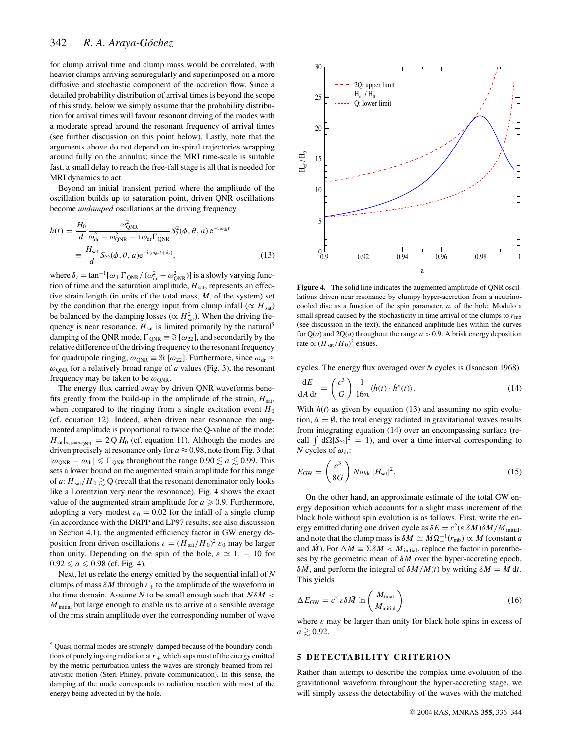for clump arrival time and clump mass would be correlated, with heavier clumps arriving semiregularly and superimposed on a more diffusive and stochastic component of the accretion flow. Since a detailed probability distribution of arrival times is beyond the scope of this study, below we simply assume that the probability distribution for arrival times will favour resonant driving of the modes with a moderate spread around the resonant frequency of arrival times (see further discussion on this point below). Lastly, note that the arguments above do not depend on in-spiral trajectories wrapping around fully on the annulus; since the MRI time-scale is suitable fast, a small delay to reach the free-fall stage is all that is needed for MRI dynamics to act.

Beyond an initial transient period where the amplitude of the oscillation builds up to saturation point, driven QNR oscillations become *undamped* oscillations at the driving frequency

$$
\begin{aligned}
h(t) &= \frac{H_0}{d} \frac{\omega_{\rm QNR}^2}{\omega_{\rm dr}^2 - \omega_{\rm QNR}^2 - {\rm i}\,\omega_{\rm dr}\Gamma_{\rm QNR}} S_2^2(\phi, \theta, a)\, {\rm e}^{-{\rm i}\,\omega_{\rm dr} t} \\
&\equiv \frac{H_{\rm sat}}{d} S_{22}(\phi, \theta, a) {\rm e}^{-{\rm i}\,(\omega_{\rm dr} t + \delta_t)},
\end{aligned}
\tag{13}
$$

where $\delta_t = \tan^{-1}[\omega_{\rm dr}\Gamma_{\rm QNR}/\,(\omega_{\rm dr}^2 - \omega_{\rm QNR}^2)]$ is a slowly varying function of time and the saturation amplitude, $H_{\rm sat}$, represents an effective strain length (in units of the total mass, $M$, of the system) set by the condition that the energy input from clump infall ($\propto H_{\rm sat}$) be balanced by the damping losses ($\propto H_{\rm sat}^2$). When the driving frequency is near resonance, $H_{\rm sat}$ is limited primarily by the natural[5] damping of the QNR mode, $\Gamma_{\rm QNR} \equiv \Im\,[\omega_{22}]$, and secondarily by the relative difference of the driving frequency to the resonant frequency for quadrupole ringing, $\omega_{\rm QNR} \equiv \Re\,[\omega_{22}]$. Furthermore, since $\omega_{\rm dr} \approx \omega_{\rm QNR}$ for a relatively broad range of $a$ values (Fig. 3), the resonant frequency may be taken to be $\omega_{\rm QNR}$.

The energy flux carried away by driven QNR waveforms benefits greatly from the build-up in the amplitude of the strain, $H_{\rm sat}$, when compared to the ringing from a single excitation event $H_0$ (cf. equation 12). Indeed, when driven near resonance the augmented amplitude is proportional to twice the Q-value of the mode: $H_{\rm sat}|_{\omega_{\rm dr}=\omega_{\rm QNR}} = 2\,{\rm Q}\,H_0$ (cf. equation 11). Although the modes are driven precisely at resonance only for $a \approx 0.98$, note from Fig. 3 that $|\omega_{\rm QNR} - \omega_{\rm dr}| \leqslant \Gamma_{\rm QNR}$ throughout the range $0.90 \lesssim a \lesssim 0.99$. This sets a lower bound on the augmented strain amplitude for this range of $a$: $H_{\rm sat}/H_0 \gtrsim$ Q (recall that the resonant denominator only looks like a Lorentzian very near the resonance). Fig. 4 shows the exact value of the augmented strain amplitude for $a \geqslant 0.9$. Furthermore, adopting a very modest $\varepsilon_0 = 0.02$ for the infall of a single clump (in accordance with the DRPP and LP97 results; see also discussion in Section 4.1), the augmented efficiency factor in GW energy deposition from driven oscillations $\varepsilon = (H_{\rm sat}/H_0)^2\,\varepsilon_0$ may be larger than unity. Depending on the spin of the hole, $\varepsilon \simeq 1. - 10$ for $0.92 \leqslant a \leqslant 0.98$ (cf. Fig. 4).

Next, let us relate the energy emitted by the sequential infall of $N$ clumps of mass $\delta M$ through $r_+$ to the amplitude of the waveform in the time domain. Assume $N$ to be small enough such that $N\delta M < M_{\rm initial}$ but large enough to enable us to arrive at a sensible average of the rms strain amplitude over the corresponding number of wave

[5] Quasi-normal modes are strongly damped because of the boundary conditions of purely ingoing radiation at $r_+$ which saps most of the energy emitted by the metric perturbation unless the waves are strongly beamed from relativistic motion (Sterl Phiney, private communication). In this sense, the damping of the mode corresponds to radiation reaction with most of the energy being advected in by the hole.

**Figure 4.** The solid line indicates the augmented amplitude of QNR oscillations driven near resonance by clumpy hyper-accretion from a neutrino-cooled disc as a function of the spin parameter, $a$, of the hole. Modulo a small spread caused by the stochasticity in time arrival of the clumps to $r_{\rm mb}$ (see discussion in the text), the enhanced amplitude lies within the curves for Q($a$) and 2Q($a$) throughout the range $a > 0.9$. A brisk energy deposition rate $\propto (H_{\rm sat}/H_0)^2$ ensues.

cycles. The energy flux averaged over $N$ cycles is (Isaacson 1968)

$$
\frac{{\rm d}E}{{\rm d}A\,{\rm d}t} = \left(\frac{c^3}{G}\right) \frac{1}{16\pi} \langle \dot{h}(t) \cdot \dot{h}^*(t) \rangle.
\tag{14}
$$

With $h(t)$ as given by equation (13) and assuming no spin evolution, $\dot{a} \doteq \emptyset$, the total energy radiated in gravitational waves results from integrating equation (14) over an encompassing surface (recall $\int {\rm d}\Omega |S_{22}|^2 = 1$), and over a time interval corresponding to $N$ cycles of $\omega_{\rm dr}$:

$$
E_{\rm GW} = \left(\frac{c^3}{8G}\right) N\omega_{\rm dr}\,|H_{\rm sat}|^2.
\tag{15}
$$

On the other hand, an approximate estimate of the total GW energy deposition which accounts for a slight mass increment of the black hole without spin evolution is as follows. First, write the energy emitted during one driven cycle as $\delta E = c^2(\varepsilon\,\delta M)\delta M/M_{\rm initial}$, and note that the clump mass is $\delta M \simeq \dot{M}\Omega_+^{-1}(r_{\rm mb}) \propto M$ (constant $a$ and $\dot{M}$). For $\Delta M \equiv \Sigma\delta M < M_{\rm initial}$, replace the factor in parentheses by the geometric mean of $\delta M$ over the hyper-accreting epoch, $\delta\bar{M}$, and perform the integral of $\delta M/M(t)$ by writing $\delta M = \dot{M}\,{\rm d}t$. This yields

$$
\Delta E_{\rm GW} = c^2\,\varepsilon\delta\bar{M}\,\ln\left(\frac{M_{\rm final}}{M_{\rm initial}}\right)
\tag{16}
$$

where $\varepsilon$ may be larger than unity for black hole spins in excess of $a \gtrsim 0.92$.

## 5 DETECTABILITY CRITERION

Rather than attempt to describe the complex time evolution of the gravitational waveform throughout the hyper-accreting stage, we will simply assess the detectability of the waves with the matched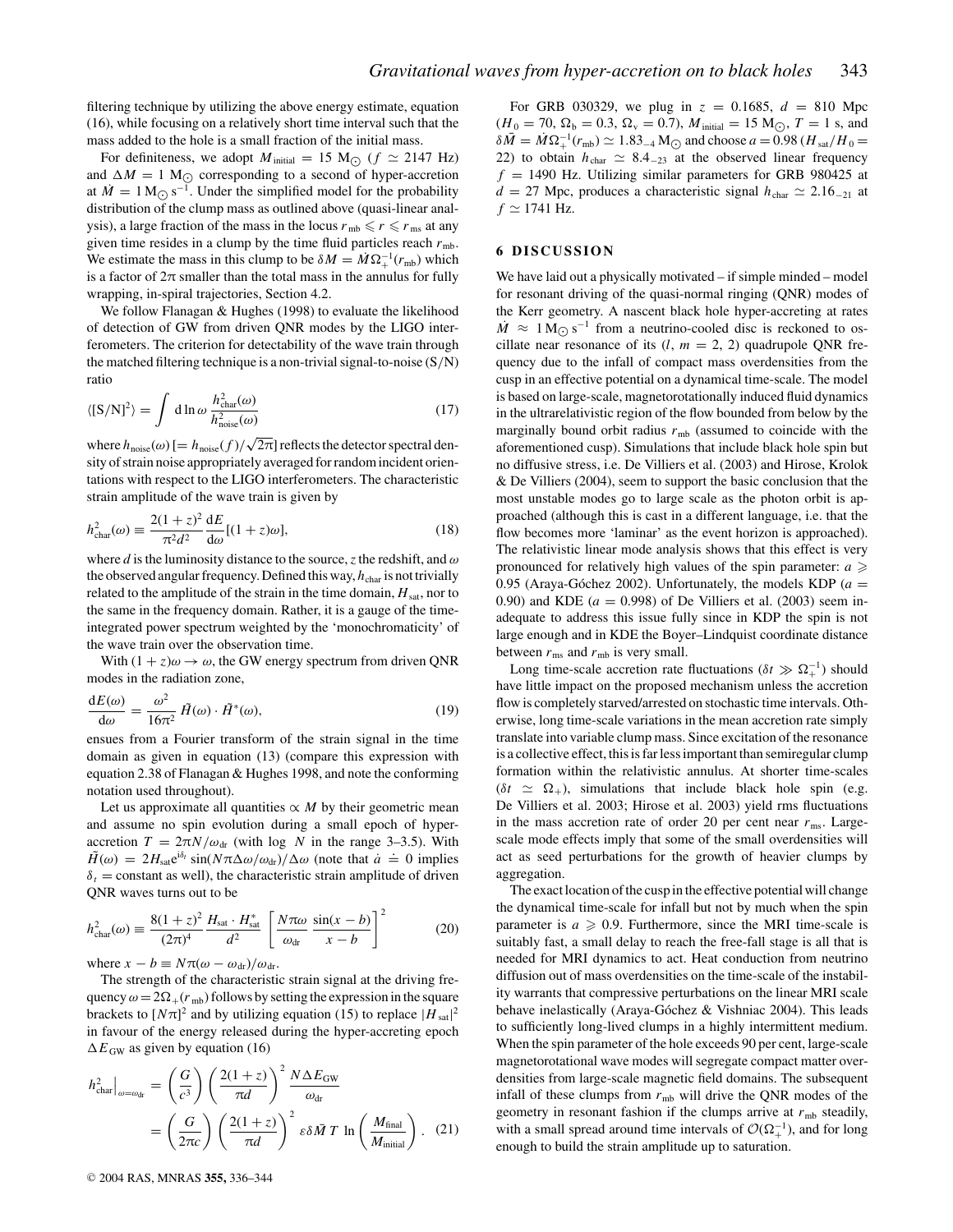filtering technique by utilizing the above energy estimate, equation (16), while focusing on a relatively short time interval such that the mass added to the hole is a small fraction of the initial mass.

For definiteness, we adopt $M_{\rm initial} = 15\,{\rm M}_\odot$ ($f \simeq 2147$ Hz) and $\Delta M = 1\,{\rm M}_\odot$ corresponding to a second of hyper-accretion at $\dot{M} = 1\,{\rm M}_\odot\,{\rm s}^{-1}$. Under the simplified model for the probability distribution of the clump mass as outlined above (quasi-linear analysis), a large fraction of the mass in the locus $r_{\rm mb} \leqslant r \leqslant r_{\rm ms}$ at any given time resides in a clump by the time fluid particles reach $r_{\rm mb}$. We estimate the mass in this clump to be $\delta M = \dot{M}\Omega_+^{-1}(r_{\rm mb})$ which is a factor of $2\pi$ smaller than the total mass in the annulus for fully wrapping, in-spiral trajectories, Section 4.2.

We follow Flanagan & Hughes (1998) to evaluate the likelihood of detection of GW from driven QNR modes by the LIGO interferometers. The criterion for detectability of the wave train through the matched filtering technique is a non-trivial signal-to-noise (S/N) ratio

$$\langle [{\rm S/N}]^2 \rangle = \int {\rm d}\ln\omega\, \frac{h^2_{\rm char}(\omega)}{h^2_{\rm noise}(\omega)} \tag{17}$$

where $h_{\rm noise}(\omega)$ $[= h_{\rm noise}(f)/\sqrt{2\pi}]$ reflects the detector spectral density of strain noise appropriately averaged for random incident orientations with respect to the LIGO interferometers. The characteristic strain amplitude of the wave train is given by

$$h^2_{\rm char}(\omega) \equiv \frac{2(1+z)^2}{\pi^2 d^2}\frac{{\rm d}E}{{\rm d}\omega}[(1+z)\omega], \tag{18}$$

where $d$ is the luminosity distance to the source, $z$ the redshift, and $\omega$ the observed angular frequency. Defined this way, $h_{\rm char}$ is not trivially related to the amplitude of the strain in the time domain, $H_{\rm sat}$, nor to the same in the frequency domain. Rather, it is a gauge of the time-integrated power spectrum weighted by the 'monochromaticity' of the wave train over the observation time.

With $(1+z)\omega \to \omega$, the GW energy spectrum from driven QNR modes in the radiation zone,

$$\frac{{\rm d}E(\omega)}{{\rm d}\omega} = \frac{\omega^2}{16\pi^2}\,\tilde{H}(\omega)\cdot\tilde{H}^*(\omega), \tag{19}$$

ensues from a Fourier transform of the strain signal in the time domain as given in equation (13) (compare this expression with equation 2.38 of Flanagan & Hughes 1998, and note the conforming notation used throughout).

Let us approximate all quantities $\propto M$ by their geometric mean and assume no spin evolution during a small epoch of hyper-accretion $T = 2\pi N/\omega_{\rm dr}$ (with $\log\,N$ in the range 3–3.5). With $\tilde{H}(\omega) = 2H_{\rm sat}{\rm e}^{{\rm i}\delta_t}\sin(N\pi\Delta\omega/\omega_{\rm dr})/\Delta\omega$ (note that $\dot{a} \doteq 0$ implies $\delta_t$ = constant as well), the characteristic strain amplitude of driven QNR waves turns out to be

$$h^2_{\rm char}(\omega) \equiv \frac{8(1+z)^2}{(2\pi)^4}\frac{H_{\rm sat}\cdot H^*_{\rm sat}}{d^2}\left[\frac{N\pi\omega}{\omega_{\rm dr}}\,\frac{\sin(x-b)}{x-b}\right]^2 \tag{20}$$

where $x - b \equiv N\pi(\omega - \omega_{\rm dr})/\omega_{\rm dr}$.

The strength of the characteristic strain signal at the driving frequency $\omega = 2\Omega_+(r_{\rm mb})$ follows by setting the expression in the square brackets to $[N\pi]^2$ and by utilizing equation (15) to replace $|H_{\rm sat}|^2$ in favour of the energy released during the hyper-accreting epoch $\Delta E_{\rm GW}$ as given by equation (16)

$$\begin{aligned} h^2_{\rm char}\Big|_{\omega=\omega_{\rm dr}} &= \left(\frac{G}{c^3}\right)\left(\frac{2(1+z)}{\pi d}\right)^2\frac{N\Delta E_{\rm GW}}{\omega_{\rm dr}} \\ &= \left(\frac{G}{2\pi c}\right)\left(\frac{2(1+z)}{\pi d}\right)^2 \varepsilon\,\delta\bar{M}\,T\,\ln\left(\frac{M_{\rm final}}{M_{\rm initial}}\right). \end{aligned} \tag{21}$$

For GRB 030329, we plug in $z = 0.1685$, $d = 810$ Mpc ($H_0 = 70$, $\Omega_{\rm b} = 0.3$, $\Omega_{\rm v} = 0.7$), $M_{\rm initial} = 15\,{\rm M}_\odot$, $T = 1$ s, and $\delta\bar{M} = \dot{M}\Omega_+^{-1}(r_{\rm mb}) \simeq 1.83_{-4}\,{\rm M}_\odot$ and choose $a = 0.98$ ($H_{\rm sat}/H_0 = 22$) to obtain $h_{\rm char} \simeq 8.4_{-23}$ at the observed linear frequency $f = 1490$ Hz. Utilizing similar parameters for GRB 980425 at $d = 27$ Mpc, produces a characteristic signal $h_{\rm char} \simeq 2.16_{-21}$ at $f \simeq 1741$ Hz.

## 6 DISCUSSION

We have laid out a physically motivated – if simple minded – model for resonant driving of the quasi-normal ringing (QNR) modes of the Kerr geometry. A nascent black hole hyper-accreting at rates $\dot{M} \approx 1\,{\rm M}_\odot\,{\rm s}^{-1}$ from a neutrino-cooled disc is reckoned to oscillate near resonance of its ($l$, $m = 2$, 2) quadrupole QNR frequency due to the infall of compact mass overdensities from the cusp in an effective potential on a dynamical time-scale. The model is based on large-scale, magnetorotationally induced fluid dynamics in the ultrarelativistic region of the flow bounded from below by the marginally bound orbit radius $r_{\rm mb}$ (assumed to coincide with the aforementioned cusp). Simulations that include black hole spin but no diffusive stress, i.e. De Villiers et al. (2003) and Hirose, Krolok & De Villiers (2004), seem to support the basic conclusion that the most unstable modes go to large scale as the photon orbit is approached (although this is cast in a different language, i.e. that the flow becomes more 'laminar' as the event horizon is approached). The relativistic linear mode analysis shows that this effect is very pronounced for relatively high values of the spin parameter: $a \geqslant 0.95$ (Araya-Góchez 2002). Unfortunately, the models KDP ($a = 0.90$) and KDE ($a = 0.998$) of De Villiers et al. (2003) seem inadequate to address this issue fully since in KDP the spin is not large enough and in KDE the Boyer–Lindquist coordinate distance between $r_{\rm ms}$ and $r_{\rm mb}$ is very small.

Long time-scale accretion rate fluctuations ($\delta t \gg \Omega_+^{-1}$) should have little impact on the proposed mechanism unless the accretion flow is completely starved/arrested on stochastic time intervals. Otherwise, long time-scale variations in the mean accretion rate simply translate into variable clump mass. Since excitation of the resonance is a collective effect, this is far less important than semiregular clump formation within the relativistic annulus. At shorter time-scales ($\delta t \simeq \Omega_+$), simulations that include black hole spin (e.g. De Villiers et al. 2003; Hirose et al. 2003) yield rms fluctuations in the mass accretion rate of order 20 per cent near $r_{\rm ms}$. Large-scale mode effects imply that some of the small overdensities will act as seed perturbations for the growth of heavier clumps by aggregation.

The exact location of the cusp in the effective potential will change the dynamical time-scale for infall but not by much when the spin parameter is $a \geqslant 0.9$. Furthermore, since the MRI time-scale is suitably fast, a small delay to reach the free-fall stage is all that is needed for MRI dynamics to act. Heat conduction from neutrino diffusion out of mass overdensities on the time-scale of the instability warrants that compressive perturbations on the linear MRI scale behave inelastically (Araya-Góchez & Vishniac 2004). This leads to sufficiently long-lived clumps in a highly intermittent medium. When the spin parameter of the hole exceeds 90 per cent, large-scale magnetorotational wave modes will segregate compact matter overdensities from large-scale magnetic field domains. The subsequent infall of these clumps from $r_{\rm mb}$ will drive the QNR modes of the geometry in resonant fashion if the clumps arrive at $r_{\rm mb}$ steadily, with a small spread around time intervals of $\mathcal{O}(\Omega_+^{-1})$, and for long enough to build the strain amplitude up to saturation.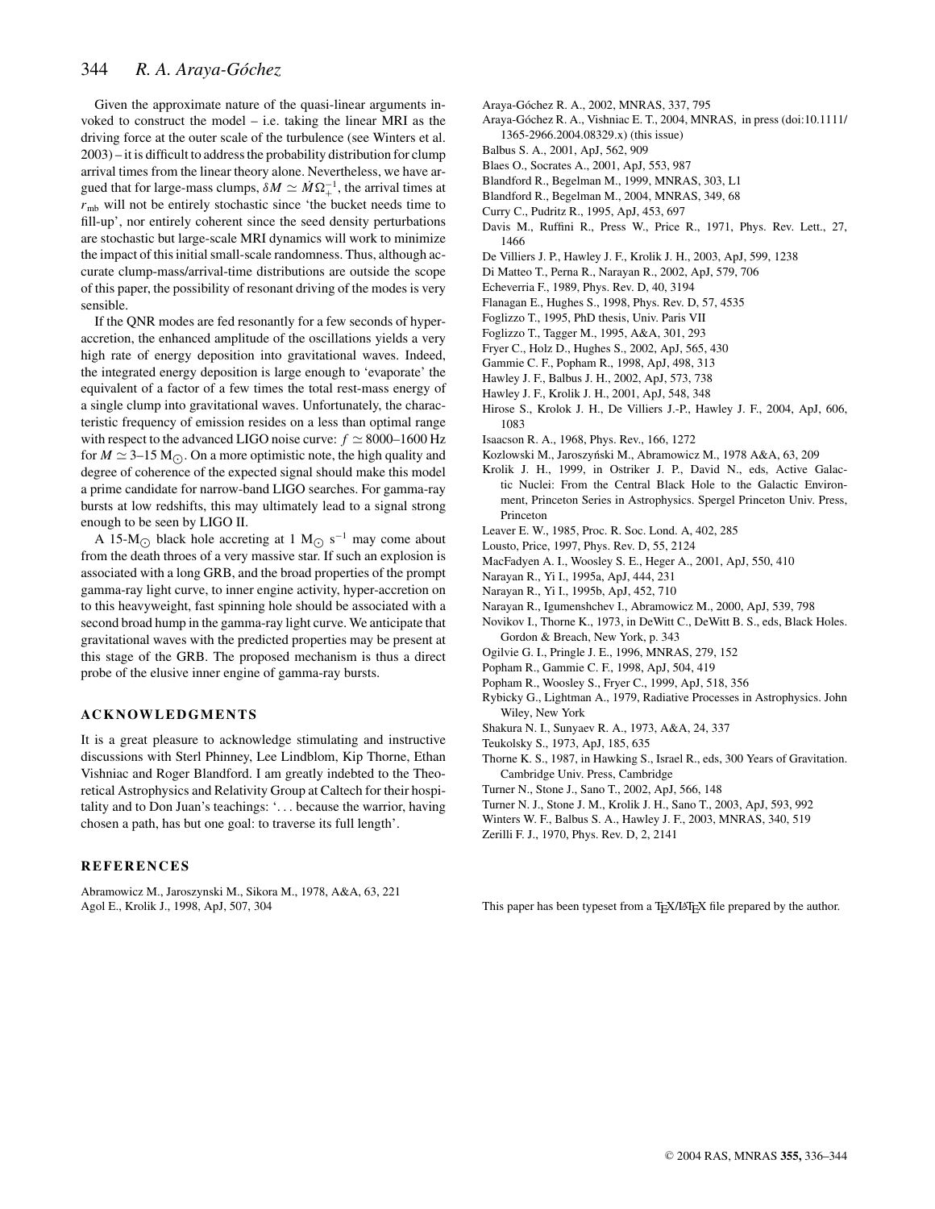Given the approximate nature of the quasi-linear arguments invoked to construct the model – i.e. taking the linear MRI as the driving force at the outer scale of the turbulence (see Winters et al. 2003) – it is difficult to address the probability distribution for clump arrival times from the linear theory alone. Nevertheless, we have argued that for large-mass clumps, $\delta M \simeq \dot{M}\Omega_+^{-1}$, the arrival times at $r_{\rm mb}$ will not be entirely stochastic since 'the bucket needs time to fill-up', nor entirely coherent since the seed density perturbations are stochastic but large-scale MRI dynamics will work to minimize the impact of this initial small-scale randomness. Thus, although accurate clump-mass/arrival-time distributions are outside the scope of this paper, the possibility of resonant driving of the modes is very sensible.

If the QNR modes are fed resonantly for a few seconds of hyperaccretion, the enhanced amplitude of the oscillations yields a very high rate of energy deposition into gravitational waves. Indeed, the integrated energy deposition is large enough to 'evaporate' the equivalent of a factor of a few times the total rest-mass energy of a single clump into gravitational waves. Unfortunately, the characteristic frequency of emission resides on a less than optimal range with respect to the advanced LIGO noise curve: $f \simeq 8000$–$1600$ Hz for $M \simeq 3$–$15\ {\rm M}_\odot$. On a more optimistic note, the high quality and degree of coherence of the expected signal should make this model a prime candidate for narrow-band LIGO searches. For gamma-ray bursts at low redshifts, this may ultimately lead to a signal strong enough to be seen by LIGO II.

A 15-${\rm M}_\odot$ black hole accreting at 1 ${\rm M}_\odot\ {\rm s}^{-1}$ may come about from the death throes of a very massive star. If such an explosion is associated with a long GRB, and the broad properties of the prompt gamma-ray light curve, to inner engine activity, hyper-accretion on to this heavyweight, fast spinning hole should be associated with a second broad hump in the gamma-ray light curve. We anticipate that gravitational waves with the predicted properties may be present at this stage of the GRB. The proposed mechanism is thus a direct probe of the elusive inner engine of gamma-ray bursts.

## ACKNOWLEDGMENTS

It is a great pleasure to acknowledge stimulating and instructive discussions with Sterl Phinney, Lee Lindblom, Kip Thorne, Ethan Vishniac and Roger Blandford. I am greatly indebted to the Theoretical Astrophysics and Relativity Group at Caltech for their hospitality and to Don Juan's teachings: '. . . because the warrior, having chosen a path, has but one goal: to traverse its full length'.

## REFERENCES

Abramowicz M., Jaroszynski M., Sikora M., 1978, A&A, 63, 221
Agol E., Krolik J., 1998, ApJ, 507, 304
Araya-Góchez R. A., 2002, MNRAS, 337, 795
Araya-Góchez R. A., Vishniac E. T., 2004, MNRAS, in press (doi:10.1111/1365-2966.2004.08329.x) (this issue)
Balbus S. A., 2001, ApJ, 562, 909
Blaes O., Socrates A., 2001, ApJ, 553, 987
Blandford R., Begelman M., 1999, MNRAS, 303, L1
Blandford R., Begelman M., 2004, MNRAS, 349, 68
Curry C., Pudritz R., 1995, ApJ, 453, 697
Davis M., Ruffini R., Press W., Price R., 1971, Phys. Rev. Lett., 27, 1466
De Villiers J. P., Hawley J. F., Krolik J. H., 2003, ApJ, 599, 1238
Di Matteo T., Perna R., Narayan R., 2002, ApJ, 579, 706
Echeverria F., 1989, Phys. Rev. D, 40, 3194
Flanagan E., Hughes S., 1998, Phys. Rev. D, 57, 4535
Foglizzo T., 1995, PhD thesis, Univ. Paris VII
Foglizzo T., Tagger M., 1995, A&A, 301, 293
Fryer C., Holz D., Hughes S., 2002, ApJ, 565, 430
Gammie C. F., Popham R., 1998, ApJ, 498, 313
Hawley J. F., Balbus J. H., 2002, ApJ, 573, 738
Hawley J. F., Krolik J. H., 2001, ApJ, 548, 348
Hirose S., Krolok J. H., De Villiers J.-P., Hawley J. F., 2004, ApJ, 606, 1083
Isaacson R. A., 1968, Phys. Rev., 166, 1272
Kozlowski M., Jaroszyński M., Abramowicz M., 1978 A&A, 63, 209
Krolik J. H., 1999, in Ostriker J. P., David N., eds, Active Galactic Nuclei: From the Central Black Hole to the Galactic Environment, Princeton Series in Astrophysics. Spergel Princeton Univ. Press, Princeton
Leaver E. W., 1985, Proc. R. Soc. Lond. A, 402, 285
Lousto, Price, 1997, Phys. Rev. D, 55, 2124
MacFadyen A. I., Woosley S. E., Heger A., 2001, ApJ, 550, 410
Narayan R., Yi I., 1995a, ApJ, 444, 231
Narayan R., Yi I., 1995b, ApJ, 452, 710
Narayan R., Igumenshchev I., Abramowicz M., 2000, ApJ, 539, 798
Novikov I., Thorne K., 1973, in DeWitt C., DeWitt B. S., eds, Black Holes. Gordon & Breach, New York, p. 343
Ogilvie G. I., Pringle J. E., 1996, MNRAS, 279, 152
Popham R., Gammie C. F., 1998, ApJ, 504, 419
Popham R., Woosley S., Fryer C., 1999, ApJ, 518, 356
Rybicky G., Lightman A., 1979, Radiative Processes in Astrophysics. John Wiley, New York
Shakura N. I., Sunyaev R. A., 1973, A&A, 24, 337
Teukolsky S., 1973, ApJ, 185, 635
Thorne K. S., 1987, in Hawking S., Israel R., eds, 300 Years of Gravitation. Cambridge Univ. Press, Cambridge
Turner N., Stone J., Sano T., 2002, ApJ, 566, 148
Turner N. J., Stone J. M., Krolik J. H., Sano T., 2003, ApJ, 593, 992
Winters W. F., Balbus S. A., Hawley J. F., 2003, MNRAS, 340, 519
Zerilli F. J., 1970, Phys. Rev. D, 2, 2141

This paper has been typeset from a TEX/LATEX file prepared by the author.